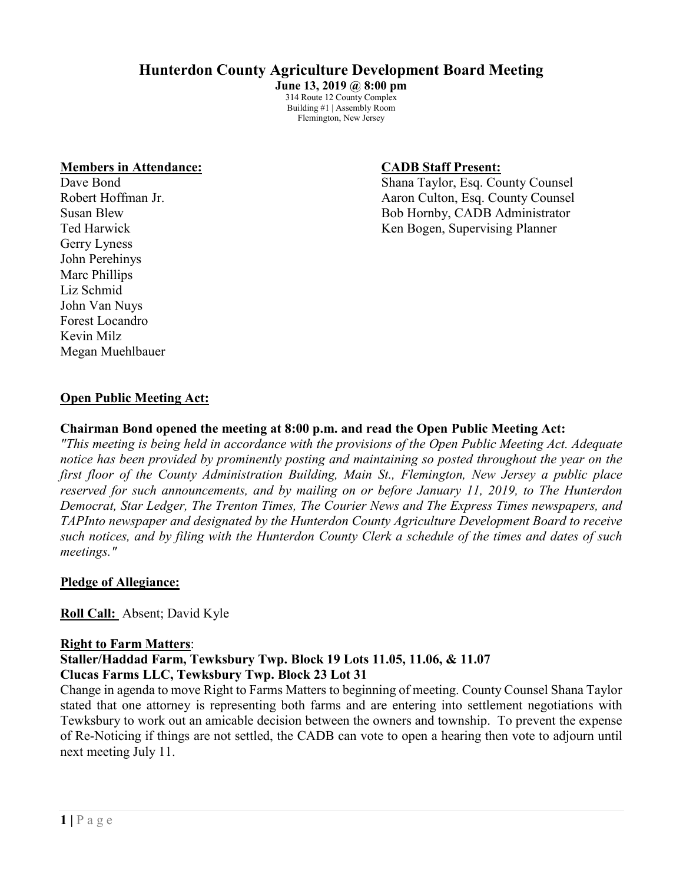# Hunterdon County Agriculture Development Board Meeting

**June 13, 2019 @ 8:00 pm**
314 Route 12 County Complex
Building #1 | Assembly Room
Flemington, New Jersey

**Members in Attendance:**
Dave Bond
Robert Hoffman Jr.
Susan Blew
Ted Harwick
Gerry Lyness
John Perehinys
Marc Phillips
Liz Schmid
John Van Nuys
Forest Locandro
Kevin Milz
Megan Muehlbauer

**CADB Staff Present:**
Shana Taylor, Esq. County Counsel
Aaron Culton, Esq. County Counsel
Bob Hornby, CADB Administrator
Ken Bogen, Supervising Planner

**Open Public Meeting Act:**

**Chairman Bond opened the meeting at 8:00 p.m. and read the Open Public Meeting Act:**

*"This meeting is being held in accordance with the provisions of the Open Public Meeting Act. Adequate notice has been provided by prominently posting and maintaining so posted throughout the year on the first floor of the County Administration Building, Main St., Flemington, New Jersey a public place reserved for such announcements, and by mailing on or before January 11, 2019, to The Hunterdon Democrat, Star Ledger, The Trenton Times, The Courier News and The Express Times newspapers, and TAPInto newspaper and designated by the Hunterdon County Agriculture Development Board to receive such notices, and by filing with the Hunterdon County Clerk a schedule of the times and dates of such meetings."*

**Pledge of Allegiance:**

**Roll Call:** Absent; David Kyle

**Right to Farm Matters**:

**Staller/Haddad Farm, Tewksbury Twp. Block 19 Lots 11.05, 11.06, & 11.07**
**Clucas Farms LLC, Tewksbury Twp. Block 23 Lot 31**

Change in agenda to move Right to Farms Matters to beginning of meeting. County Counsel Shana Taylor stated that one attorney is representing both farms and are entering into settlement negotiations with Tewksbury to work out an amicable decision between the owners and township. To prevent the expense of Re-Noticing if things are not settled, the CADB can vote to open a hearing then vote to adjourn until next meeting July 11.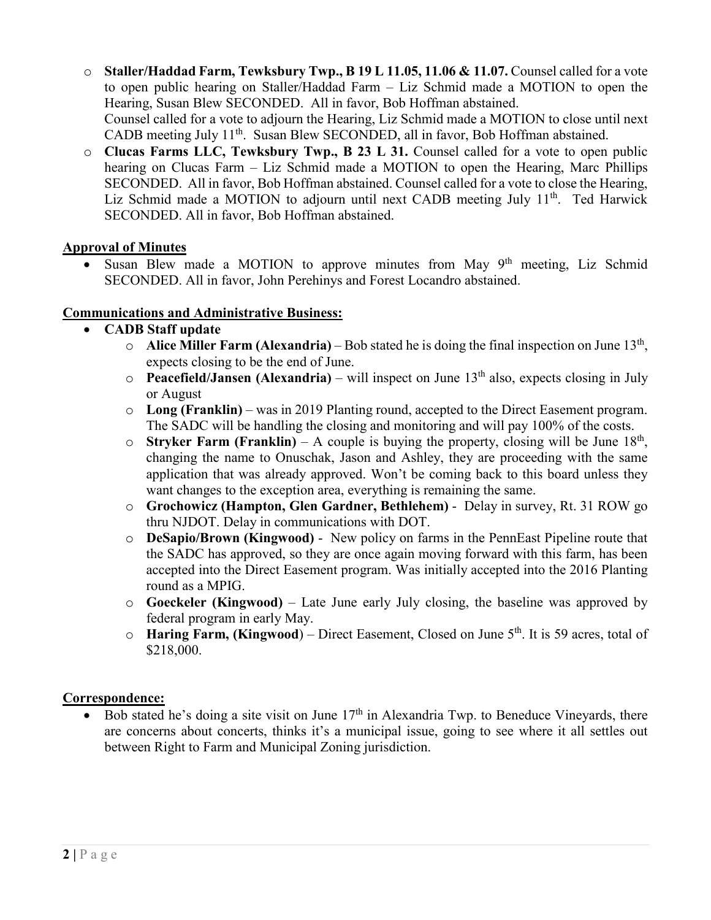- **Staller/Haddad Farm, Tewksbury Twp., B 19 L 11.05, 11.06 & 11.07.** Counsel called for a vote to open public hearing on Staller/Haddad Farm – Liz Schmid made a MOTION to open the Hearing, Susan Blew SECONDED. All in favor, Bob Hoffman abstained.
  Counsel called for a vote to adjourn the Hearing, Liz Schmid made a MOTION to close until next CADB meeting July 11th. Susan Blew SECONDED, all in favor, Bob Hoffman abstained.
- **Clucas Farms LLC, Tewksbury Twp., B 23 L 31.** Counsel called for a vote to open public hearing on Clucas Farm – Liz Schmid made a MOTION to open the Hearing, Marc Phillips SECONDED. All in favor, Bob Hoffman abstained. Counsel called for a vote to close the Hearing, Liz Schmid made a MOTION to adjourn until next CADB meeting July 11th. Ted Harwick SECONDED. All in favor, Bob Hoffman abstained.

**Approval of Minutes**

- Susan Blew made a MOTION to approve minutes from May 9th meeting, Liz Schmid SECONDED. All in favor, John Perehinys and Forest Locandro abstained.

**Communications and Administrative Business:**

- **CADB Staff update**
  - **Alice Miller Farm (Alexandria)** – Bob stated he is doing the final inspection on June 13th, expects closing to be the end of June.
  - **Peacefield/Jansen (Alexandria)** – will inspect on June 13th also, expects closing in July or August
  - **Long (Franklin)** – was in 2019 Planting round, accepted to the Direct Easement program. The SADC will be handling the closing and monitoring and will pay 100% of the costs.
  - **Stryker Farm (Franklin)** – A couple is buying the property, closing will be June 18th, changing the name to Onuschak, Jason and Ashley, they are proceeding with the same application that was already approved. Won't be coming back to this board unless they want changes to the exception area, everything is remaining the same.
  - **Grochowicz (Hampton, Glen Gardner, Bethlehem)** - Delay in survey, Rt. 31 ROW go thru NJDOT. Delay in communications with DOT.
  - **DeSapio/Brown (Kingwood)** - New policy on farms in the PennEast Pipeline route that the SADC has approved, so they are once again moving forward with this farm, has been accepted into the Direct Easement program. Was initially accepted into the 2016 Planting round as a MPIG.
  - **Goeckeler (Kingwood)** – Late June early July closing, the baseline was approved by federal program in early May.
  - **Haring Farm, (Kingwood)** – Direct Easement, Closed on June 5th. It is 59 acres, total of $218,000.

**Correspondence:**

- Bob stated he's doing a site visit on June 17th in Alexandria Twp. to Beneduce Vineyards, there are concerns about concerts, thinks it's a municipal issue, going to see where it all settles out between Right to Farm and Municipal Zoning jurisdiction.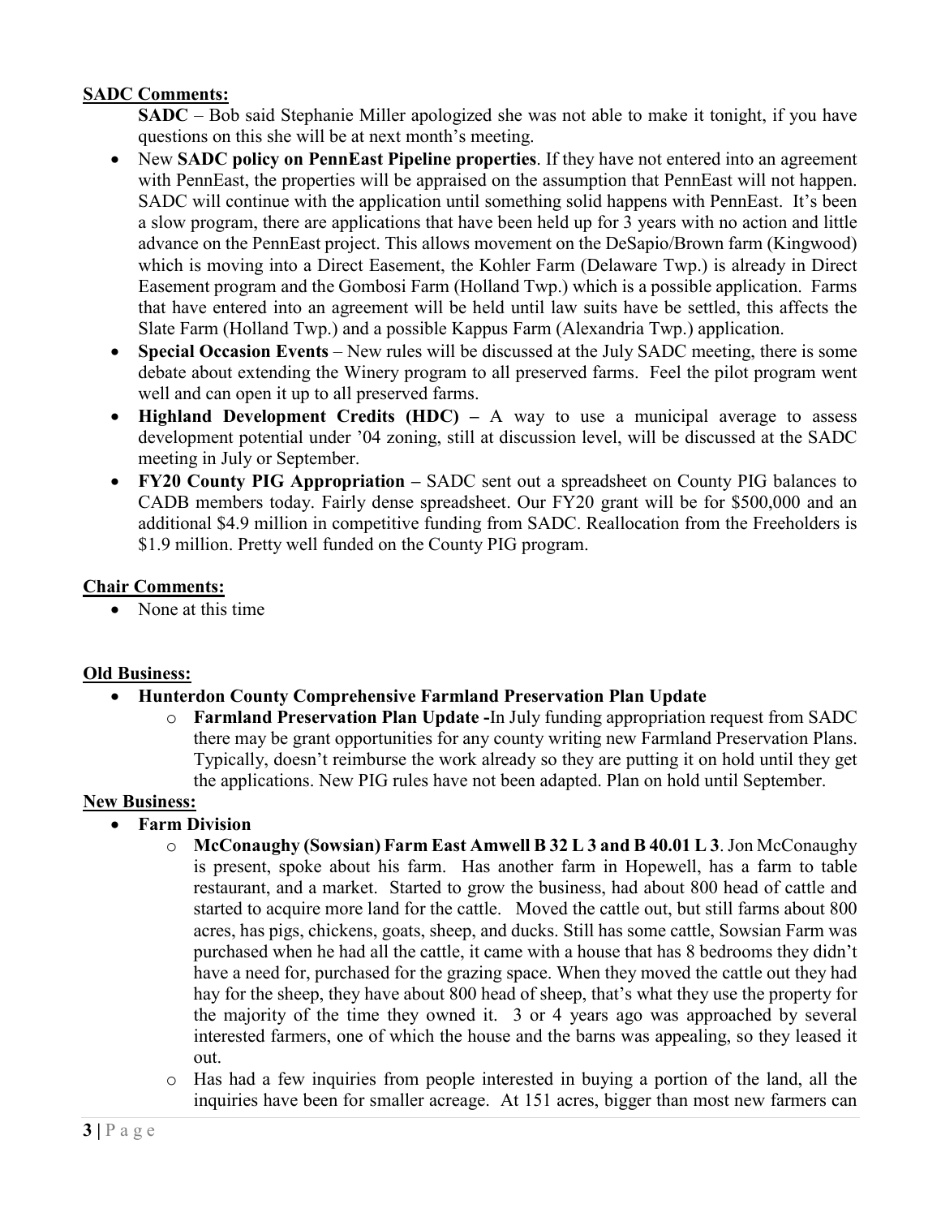**SADC Comments:**

**SADC** – Bob said Stephanie Miller apologized she was not able to make it tonight, if you have questions on this she will be at next month's meeting.

- New **SADC policy on PennEast Pipeline properties**. If they have not entered into an agreement with PennEast, the properties will be appraised on the assumption that PennEast will not happen. SADC will continue with the application until something solid happens with PennEast. It's been a slow program, there are applications that have been held up for 3 years with no action and little advance on the PennEast project. This allows movement on the DeSapio/Brown farm (Kingwood) which is moving into a Direct Easement, the Kohler Farm (Delaware Twp.) is already in Direct Easement program and the Gombosi Farm (Holland Twp.) which is a possible application. Farms that have entered into an agreement will be held until law suits have be settled, this affects the Slate Farm (Holland Twp.) and a possible Kappus Farm (Alexandria Twp.) application.
- **Special Occasion Events** – New rules will be discussed at the July SADC meeting, there is some debate about extending the Winery program to all preserved farms. Feel the pilot program went well and can open it up to all preserved farms.
- **Highland Development Credits (HDC) –** A way to use a municipal average to assess development potential under '04 zoning, still at discussion level, will be discussed at the SADC meeting in July or September.
- **FY20 County PIG Appropriation –** SADC sent out a spreadsheet on County PIG balances to CADB members today. Fairly dense spreadsheet. Our FY20 grant will be for $500,000 and an additional $4.9 million in competitive funding from SADC. Reallocation from the Freeholders is $1.9 million. Pretty well funded on the County PIG program.

**Chair Comments:**

- None at this time

**Old Business:**

- **Hunterdon County Comprehensive Farmland Preservation Plan Update**
  - **Farmland Preservation Plan Update -**In July funding appropriation request from SADC there may be grant opportunities for any county writing new Farmland Preservation Plans. Typically, doesn't reimburse the work already so they are putting it on hold until they get the applications. New PIG rules have not been adapted. Plan on hold until September.

**New Business:**

- **Farm Division**
  - **McConaughy (Sowsian) Farm East Amwell B 32 L 3 and B 40.01 L 3**. Jon McConaughy is present, spoke about his farm. Has another farm in Hopewell, has a farm to table restaurant, and a market. Started to grow the business, had about 800 head of cattle and started to acquire more land for the cattle. Moved the cattle out, but still farms about 800 acres, has pigs, chickens, goats, sheep, and ducks. Still has some cattle, Sowsian Farm was purchased when he had all the cattle, it came with a house that has 8 bedrooms they didn't have a need for, purchased for the grazing space. When they moved the cattle out they had hay for the sheep, they have about 800 head of sheep, that's what they use the property for the majority of the time they owned it. 3 or 4 years ago was approached by several interested farmers, one of which the house and the barns was appealing, so they leased it out.
  - Has had a few inquiries from people interested in buying a portion of the land, all the inquiries have been for smaller acreage. At 151 acres, bigger than most new farmers can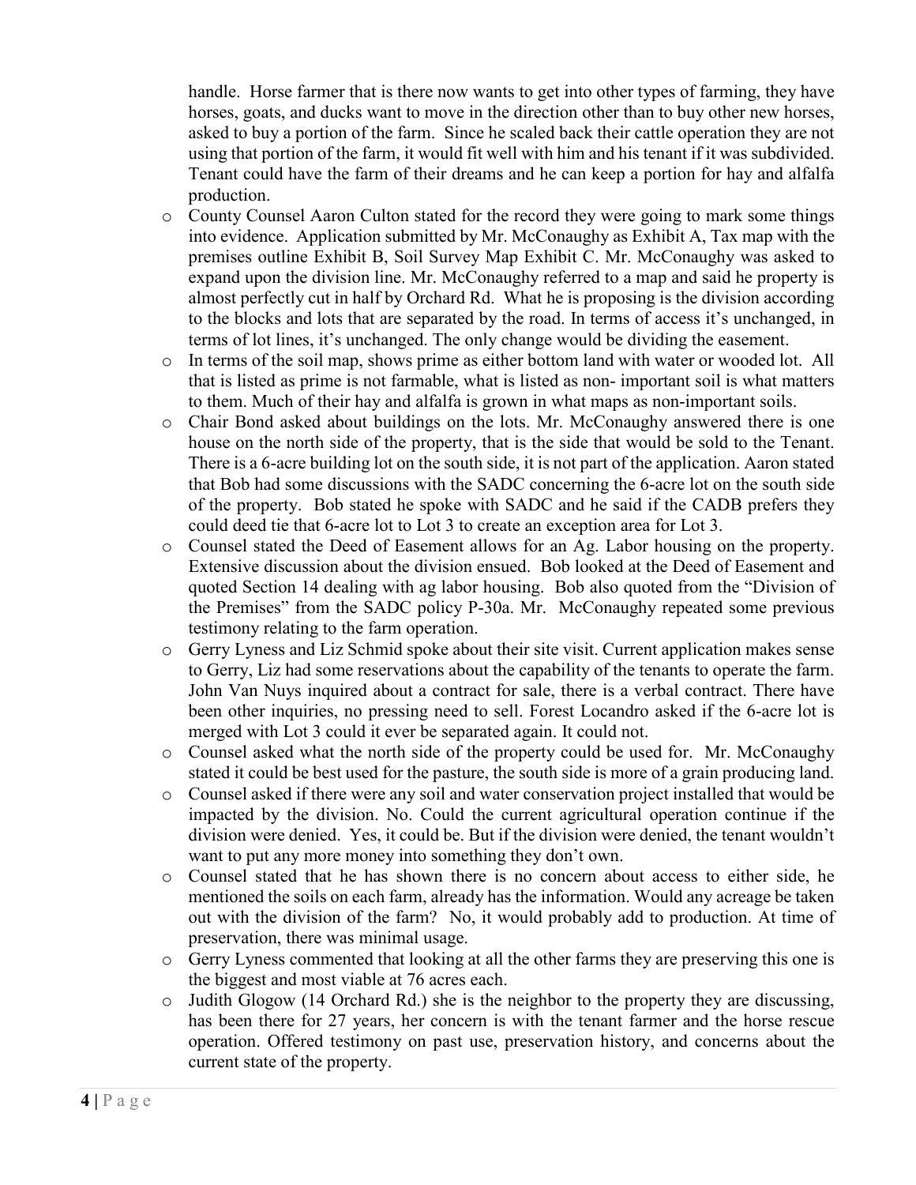handle. Horse farmer that is there now wants to get into other types of farming, they have horses, goats, and ducks want to move in the direction other than to buy other new horses, asked to buy a portion of the farm. Since he scaled back their cattle operation they are not using that portion of the farm, it would fit well with him and his tenant if it was subdivided. Tenant could have the farm of their dreams and he can keep a portion for hay and alfalfa production.

- County Counsel Aaron Culton stated for the record they were going to mark some things into evidence. Application submitted by Mr. McConaughy as Exhibit A, Tax map with the premises outline Exhibit B, Soil Survey Map Exhibit C. Mr. McConaughy was asked to expand upon the division line. Mr. McConaughy referred to a map and said he property is almost perfectly cut in half by Orchard Rd. What he is proposing is the division according to the blocks and lots that are separated by the road. In terms of access it's unchanged, in terms of lot lines, it's unchanged. The only change would be dividing the easement.
- In terms of the soil map, shows prime as either bottom land with water or wooded lot. All that is listed as prime is not farmable, what is listed as non- important soil is what matters to them. Much of their hay and alfalfa is grown in what maps as non-important soils.
- Chair Bond asked about buildings on the lots. Mr. McConaughy answered there is one house on the north side of the property, that is the side that would be sold to the Tenant. There is a 6-acre building lot on the south side, it is not part of the application. Aaron stated that Bob had some discussions with the SADC concerning the 6-acre lot on the south side of the property. Bob stated he spoke with SADC and he said if the CADB prefers they could deed tie that 6-acre lot to Lot 3 to create an exception area for Lot 3.
- Counsel stated the Deed of Easement allows for an Ag. Labor housing on the property. Extensive discussion about the division ensued. Bob looked at the Deed of Easement and quoted Section 14 dealing with ag labor housing. Bob also quoted from the "Division of the Premises" from the SADC policy P-30a. Mr. McConaughy repeated some previous testimony relating to the farm operation.
- Gerry Lyness and Liz Schmid spoke about their site visit. Current application makes sense to Gerry, Liz had some reservations about the capability of the tenants to operate the farm. John Van Nuys inquired about a contract for sale, there is a verbal contract. There have been other inquiries, no pressing need to sell. Forest Locandro asked if the 6-acre lot is merged with Lot 3 could it ever be separated again. It could not.
- Counsel asked what the north side of the property could be used for. Mr. McConaughy stated it could be best used for the pasture, the south side is more of a grain producing land.
- Counsel asked if there were any soil and water conservation project installed that would be impacted by the division. No. Could the current agricultural operation continue if the division were denied. Yes, it could be. But if the division were denied, the tenant wouldn't want to put any more money into something they don't own.
- Counsel stated that he has shown there is no concern about access to either side, he mentioned the soils on each farm, already has the information. Would any acreage be taken out with the division of the farm? No, it would probably add to production. At time of preservation, there was minimal usage.
- Gerry Lyness commented that looking at all the other farms they are preserving this one is the biggest and most viable at 76 acres each.
- Judith Glogow (14 Orchard Rd.) she is the neighbor to the property they are discussing, has been there for 27 years, her concern is with the tenant farmer and the horse rescue operation. Offered testimony on past use, preservation history, and concerns about the current state of the property.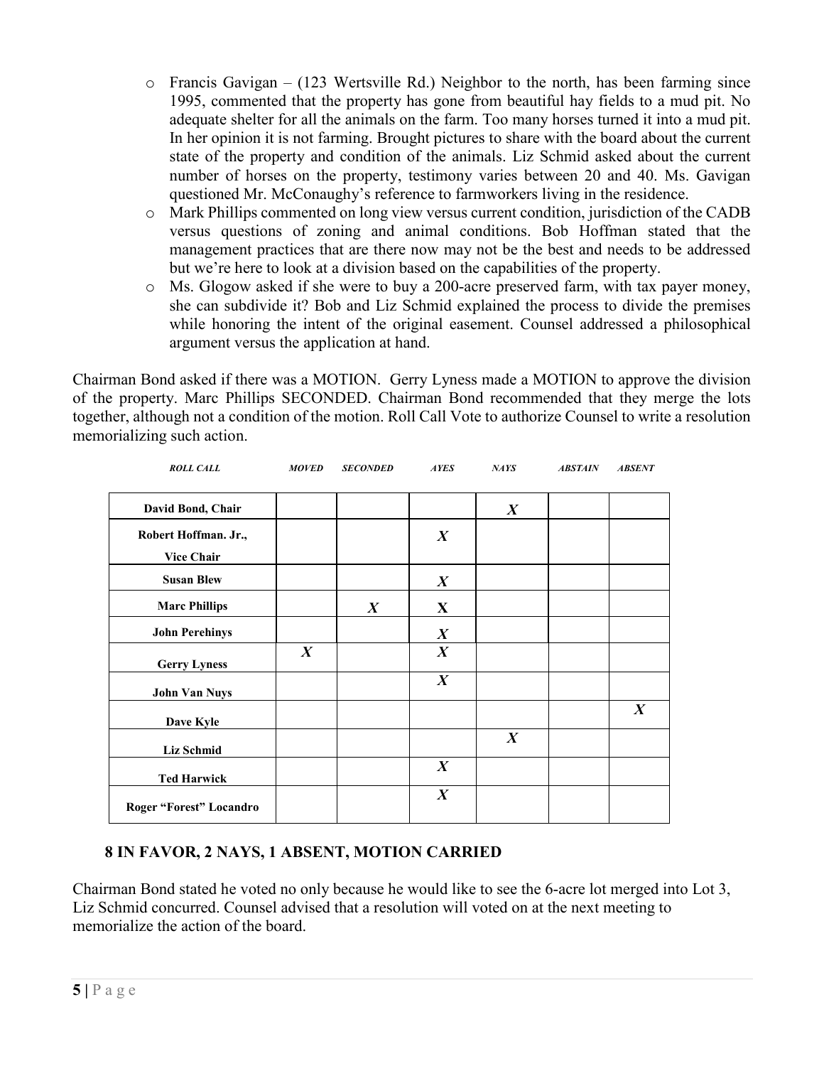- Francis Gavigan – (123 Wertsville Rd.) Neighbor to the north, has been farming since 1995, commented that the property has gone from beautiful hay fields to a mud pit. No adequate shelter for all the animals on the farm. Too many horses turned it into a mud pit. In her opinion it is not farming. Brought pictures to share with the board about the current state of the property and condition of the animals. Liz Schmid asked about the current number of horses on the property, testimony varies between 20 and 40. Ms. Gavigan questioned Mr. McConaughy's reference to farmworkers living in the residence.
- Mark Phillips commented on long view versus current condition, jurisdiction of the CADB versus questions of zoning and animal conditions. Bob Hoffman stated that the management practices that are there now may not be the best and needs to be addressed but we're here to look at a division based on the capabilities of the property.
- Ms. Glogow asked if she were to buy a 200-acre preserved farm, with tax payer money, she can subdivide it? Bob and Liz Schmid explained the process to divide the premises while honoring the intent of the original easement. Counsel addressed a philosophical argument versus the application at hand.

Chairman Bond asked if there was a MOTION. Gerry Lyness made a MOTION to approve the division of the property. Marc Phillips SECONDED. Chairman Bond recommended that they merge the lots together, although not a condition of the motion. Roll Call Vote to authorize Counsel to write a resolution memorializing such action.

| *ROLL CALL* | *MOVED* | *SECONDED* | *AYES* | *NAYS* | *ABSTAIN* | *ABSENT* |
|---|---|---|---|---|---|---|
| **David Bond, Chair** | | | | *X* | | |
| **Robert Hoffman. Jr., Vice Chair** | | | *X* | | | |
| **Susan Blew** | | | *X* | | | |
| **Marc Phillips** | | *X* | X | | | |
| **John Perehinys** | | | *X* | | | |
| **Gerry Lyness** | *X* | | *X* | | | |
| **John Van Nuys** | | | *X* | | | |
| **Dave Kyle** | | | | | | *X* |
| **Liz Schmid** | | | | *X* | | |
| **Ted Harwick** | | | *X* | | | |
| **Roger "Forest" Locandro** | | | *X* | | | |

**8 IN FAVOR, 2 NAYS, 1 ABSENT, MOTION CARRIED**

Chairman Bond stated he voted no only because he would like to see the 6-acre lot merged into Lot 3, Liz Schmid concurred. Counsel advised that a resolution will voted on at the next meeting to memorialize the action of the board.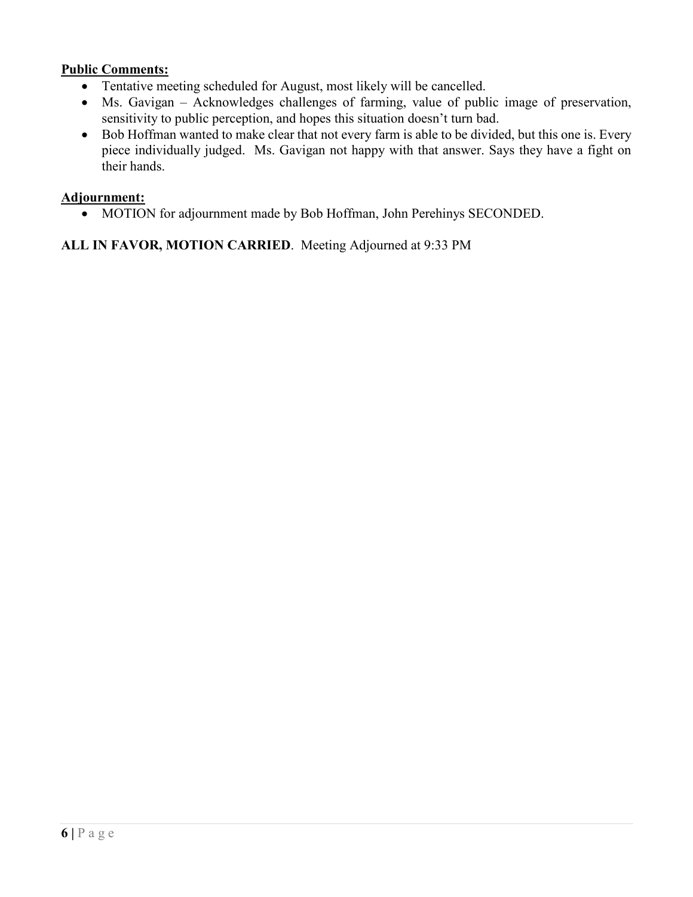**Public Comments:**

- Tentative meeting scheduled for August, most likely will be cancelled.
- Ms. Gavigan – Acknowledges challenges of farming, value of public image of preservation, sensitivity to public perception, and hopes this situation doesn't turn bad.
- Bob Hoffman wanted to make clear that not every farm is able to be divided, but this one is. Every piece individually judged. Ms. Gavigan not happy with that answer. Says they have a fight on their hands.

**Adjournment:**

- MOTION for adjournment made by Bob Hoffman, John Perehinys SECONDED.

**ALL IN FAVOR, MOTION CARRIED**. Meeting Adjourned at 9:33 PM